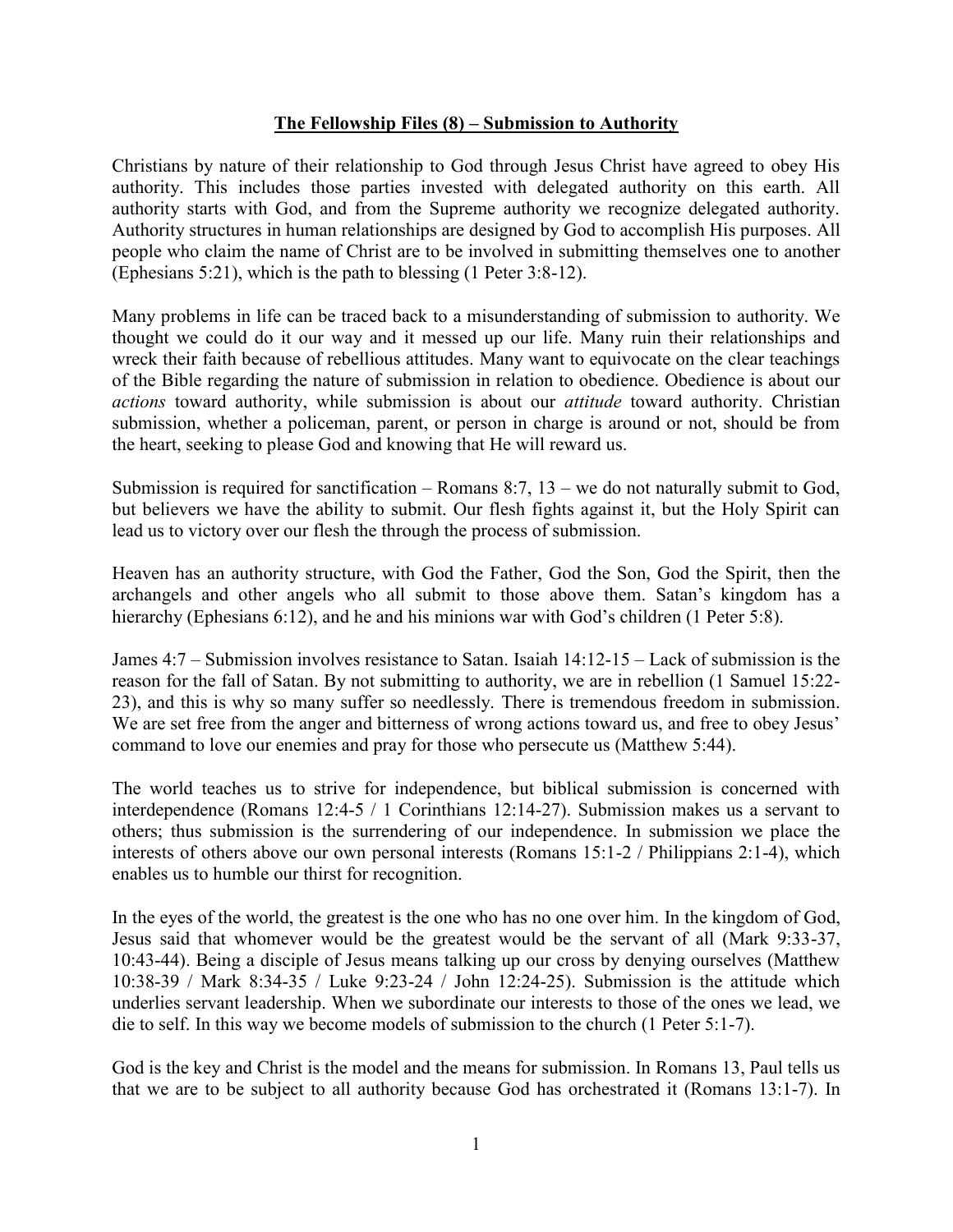**The Fellowship Files (8) – Submission to Authority**

Christians by nature of their relationship to God through Jesus Christ have agreed to obey His authority. This includes those parties invested with delegated authority on this earth. All authority starts with God, and from the Supreme authority we recognize delegated authority. Authority structures in human relationships are designed by God to accomplish His purposes. All people who claim the name of Christ are to be involved in submitting themselves one to another (Ephesians 5:21), which is the path to blessing (1 Peter 3:8-12).

Many problems in life can be traced back to a misunderstanding of submission to authority. We thought we could do it our way and it messed up our life. Many ruin their relationships and wreck their faith because of rebellious attitudes. Many want to equivocate on the clear teachings of the Bible regarding the nature of submission in relation to obedience. Obedience is about our *actions* toward authority, while submission is about our *attitude* toward authority. Christian submission, whether a policeman, parent, or person in charge is around or not, should be from the heart, seeking to please God and knowing that He will reward us.

Submission is required for sanctification – Romans 8:7, 13 – we do not naturally submit to God, but believers we have the ability to submit. Our flesh fights against it, but the Holy Spirit can lead us to victory over our flesh the through the process of submission.

Heaven has an authority structure, with God the Father, God the Son, God the Spirit, then the archangels and other angels who all submit to those above them. Satan's kingdom has a hierarchy (Ephesians 6:12), and he and his minions war with God's children (1 Peter 5:8).

James 4:7 – Submission involves resistance to Satan. Isaiah 14:12-15 – Lack of submission is the reason for the fall of Satan. By not submitting to authority, we are in rebellion (1 Samuel 15:22-23), and this is why so many suffer so needlessly. There is tremendous freedom in submission. We are set free from the anger and bitterness of wrong actions toward us, and free to obey Jesus' command to love our enemies and pray for those who persecute us (Matthew 5:44).

The world teaches us to strive for independence, but biblical submission is concerned with interdependence (Romans 12:4-5 / 1 Corinthians 12:14-27). Submission makes us a servant to others; thus submission is the surrendering of our independence. In submission we place the interests of others above our own personal interests (Romans 15:1-2 / Philippians 2:1-4), which enables us to humble our thirst for recognition.

In the eyes of the world, the greatest is the one who has no one over him. In the kingdom of God, Jesus said that whomever would be the greatest would be the servant of all (Mark 9:33-37, 10:43-44). Being a disciple of Jesus means talking up our cross by denying ourselves (Matthew 10:38-39 / Mark 8:34-35 / Luke 9:23-24 / John 12:24-25). Submission is the attitude which underlies servant leadership. When we subordinate our interests to those of the ones we lead, we die to self. In this way we become models of submission to the church (1 Peter 5:1-7).

God is the key and Christ is the model and the means for submission. In Romans 13, Paul tells us that we are to be subject to all authority because God has orchestrated it (Romans 13:1-7). In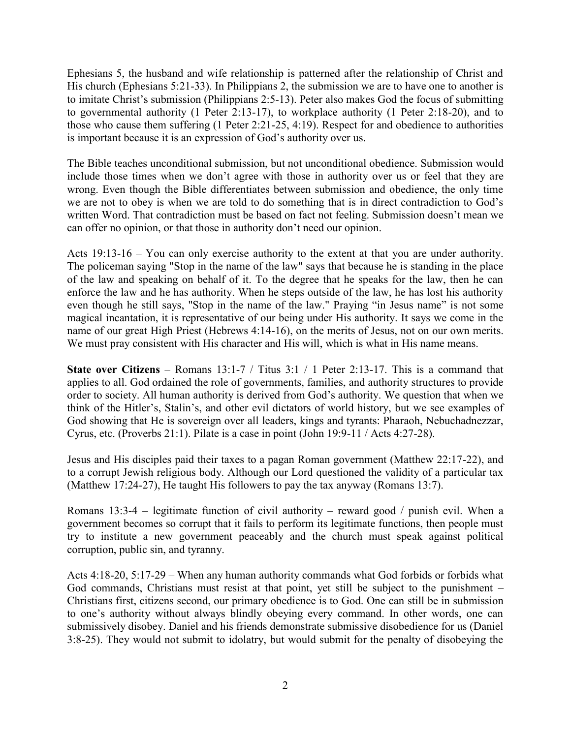Ephesians 5, the husband and wife relationship is patterned after the relationship of Christ and His church (Ephesians 5:21-33). In Philippians 2, the submission we are to have one to another is to imitate Christ's submission (Philippians 2:5-13). Peter also makes God the focus of submitting to governmental authority (1 Peter 2:13-17), to workplace authority (1 Peter 2:18-20), and to those who cause them suffering (1 Peter 2:21-25, 4:19). Respect for and obedience to authorities is important because it is an expression of God's authority over us.

The Bible teaches unconditional submission, but not unconditional obedience. Submission would include those times when we don't agree with those in authority over us or feel that they are wrong. Even though the Bible differentiates between submission and obedience, the only time we are not to obey is when we are told to do something that is in direct contradiction to God's written Word. That contradiction must be based on fact not feeling. Submission doesn't mean we can offer no opinion, or that those in authority don't need our opinion.

Acts 19:13-16 – You can only exercise authority to the extent at that you are under authority. The policeman saying "Stop in the name of the law" says that because he is standing in the place of the law and speaking on behalf of it. To the degree that he speaks for the law, then he can enforce the law and he has authority. When he steps outside of the law, he has lost his authority even though he still says, "Stop in the name of the law." Praying "in Jesus name" is not some magical incantation, it is representative of our being under His authority. It says we come in the name of our great High Priest (Hebrews 4:14-16), on the merits of Jesus, not on our own merits. We must pray consistent with His character and His will, which is what in His name means.

**State over Citizens** – Romans 13:1-7 / Titus 3:1 / 1 Peter 2:13-17. This is a command that applies to all. God ordained the role of governments, families, and authority structures to provide order to society. All human authority is derived from God's authority. We question that when we think of the Hitler's, Stalin's, and other evil dictators of world history, but we see examples of God showing that He is sovereign over all leaders, kings and tyrants: Pharaoh, Nebuchadnezzar, Cyrus, etc. (Proverbs 21:1). Pilate is a case in point (John 19:9-11 / Acts 4:27-28).

Jesus and His disciples paid their taxes to a pagan Roman government (Matthew 22:17-22), and to a corrupt Jewish religious body. Although our Lord questioned the validity of a particular tax (Matthew 17:24-27), He taught His followers to pay the tax anyway (Romans 13:7).

Romans 13:3-4 – legitimate function of civil authority – reward good / punish evil. When a government becomes so corrupt that it fails to perform its legitimate functions, then people must try to institute a new government peaceably and the church must speak against political corruption, public sin, and tyranny.

Acts 4:18-20, 5:17-29 – When any human authority commands what God forbids or forbids what God commands, Christians must resist at that point, yet still be subject to the punishment – Christians first, citizens second, our primary obedience is to God. One can still be in submission to one's authority without always blindly obeying every command. In other words, one can submissively disobey. Daniel and his friends demonstrate submissive disobedience for us (Daniel 3:8-25). They would not submit to idolatry, but would submit for the penalty of disobeying the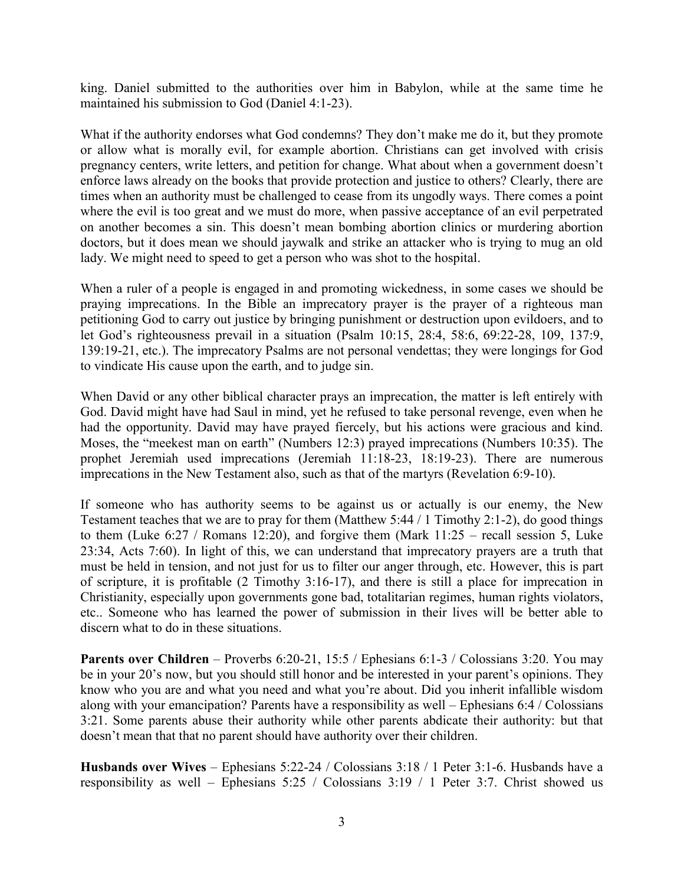king. Daniel submitted to the authorities over him in Babylon, while at the same time he maintained his submission to God (Daniel 4:1-23).

What if the authority endorses what God condemns? They don't make me do it, but they promote or allow what is morally evil, for example abortion. Christians can get involved with crisis pregnancy centers, write letters, and petition for change. What about when a government doesn't enforce laws already on the books that provide protection and justice to others? Clearly, there are times when an authority must be challenged to cease from its ungodly ways. There comes a point where the evil is too great and we must do more, when passive acceptance of an evil perpetrated on another becomes a sin. This doesn't mean bombing abortion clinics or murdering abortion doctors, but it does mean we should jaywalk and strike an attacker who is trying to mug an old lady. We might need to speed to get a person who was shot to the hospital.

When a ruler of a people is engaged in and promoting wickedness, in some cases we should be praying imprecations. In the Bible an imprecatory prayer is the prayer of a righteous man petitioning God to carry out justice by bringing punishment or destruction upon evildoers, and to let God's righteousness prevail in a situation (Psalm 10:15, 28:4, 58:6, 69:22-28, 109, 137:9, 139:19-21, etc.). The imprecatory Psalms are not personal vendettas; they were longings for God to vindicate His cause upon the earth, and to judge sin.

When David or any other biblical character prays an imprecation, the matter is left entirely with God. David might have had Saul in mind, yet he refused to take personal revenge, even when he had the opportunity. David may have prayed fiercely, but his actions were gracious and kind. Moses, the "meekest man on earth" (Numbers 12:3) prayed imprecations (Numbers 10:35). The prophet Jeremiah used imprecations (Jeremiah 11:18-23, 18:19-23). There are numerous imprecations in the New Testament also, such as that of the martyrs (Revelation 6:9-10).

If someone who has authority seems to be against us or actually is our enemy, the New Testament teaches that we are to pray for them (Matthew 5:44 / 1 Timothy 2:1-2), do good things to them (Luke 6:27 / Romans 12:20), and forgive them (Mark 11:25 – recall session 5, Luke 23:34, Acts 7:60). In light of this, we can understand that imprecatory prayers are a truth that must be held in tension, and not just for us to filter our anger through, etc. However, this is part of scripture, it is profitable (2 Timothy 3:16-17), and there is still a place for imprecation in Christianity, especially upon governments gone bad, totalitarian regimes, human rights violators, etc.. Someone who has learned the power of submission in their lives will be better able to discern what to do in these situations.

**Parents over Children** – Proverbs 6:20-21, 15:5 / Ephesians 6:1-3 / Colossians 3:20. You may be in your 20's now, but you should still honor and be interested in your parent's opinions. They know who you are and what you need and what you're about. Did you inherit infallible wisdom along with your emancipation? Parents have a responsibility as well – Ephesians 6:4 / Colossians 3:21. Some parents abuse their authority while other parents abdicate their authority: but that doesn't mean that that no parent should have authority over their children.

**Husbands over Wives** – Ephesians 5:22-24 / Colossians 3:18 / 1 Peter 3:1-6. Husbands have a responsibility as well – Ephesians 5:25 / Colossians 3:19 / 1 Peter 3:7. Christ showed us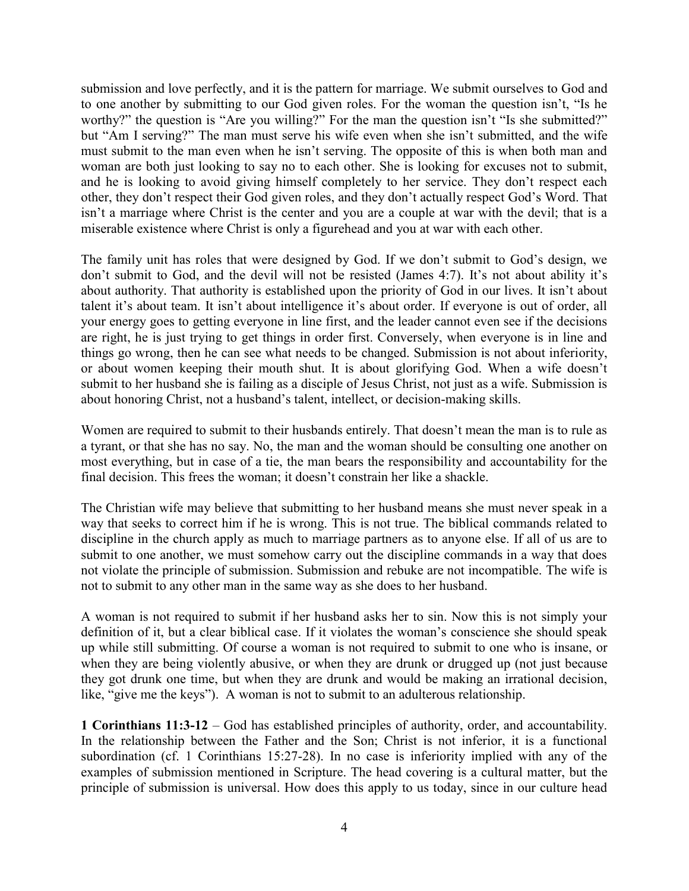submission and love perfectly, and it is the pattern for marriage. We submit ourselves to God and to one another by submitting to our God given roles. For the woman the question isn't, "Is he worthy?" the question is "Are you willing?" For the man the question isn't "Is she submitted?" but "Am I serving?" The man must serve his wife even when she isn't submitted, and the wife must submit to the man even when he isn't serving. The opposite of this is when both man and woman are both just looking to say no to each other. She is looking for excuses not to submit, and he is looking to avoid giving himself completely to her service. They don't respect each other, they don't respect their God given roles, and they don't actually respect God's Word. That isn't a marriage where Christ is the center and you are a couple at war with the devil; that is a miserable existence where Christ is only a figurehead and you at war with each other.

The family unit has roles that were designed by God. If we don't submit to God's design, we don't submit to God, and the devil will not be resisted (James 4:7). It's not about ability it's about authority. That authority is established upon the priority of God in our lives. It isn't about talent it's about team. It isn't about intelligence it's about order. If everyone is out of order, all your energy goes to getting everyone in line first, and the leader cannot even see if the decisions are right, he is just trying to get things in order first. Conversely, when everyone is in line and things go wrong, then he can see what needs to be changed. Submission is not about inferiority, or about women keeping their mouth shut. It is about glorifying God. When a wife doesn't submit to her husband she is failing as a disciple of Jesus Christ, not just as a wife. Submission is about honoring Christ, not a husband's talent, intellect, or decision-making skills.

Women are required to submit to their husbands entirely. That doesn't mean the man is to rule as a tyrant, or that she has no say. No, the man and the woman should be consulting one another on most everything, but in case of a tie, the man bears the responsibility and accountability for the final decision. This frees the woman; it doesn't constrain her like a shackle.

The Christian wife may believe that submitting to her husband means she must never speak in a way that seeks to correct him if he is wrong. This is not true. The biblical commands related to discipline in the church apply as much to marriage partners as to anyone else. If all of us are to submit to one another, we must somehow carry out the discipline commands in a way that does not violate the principle of submission. Submission and rebuke are not incompatible. The wife is not to submit to any other man in the same way as she does to her husband.

A woman is not required to submit if her husband asks her to sin. Now this is not simply your definition of it, but a clear biblical case. If it violates the woman's conscience she should speak up while still submitting. Of course a woman is not required to submit to one who is insane, or when they are being violently abusive, or when they are drunk or drugged up (not just because they got drunk one time, but when they are drunk and would be making an irrational decision, like, "give me the keys"). A woman is not to submit to an adulterous relationship.

**1 Corinthians 11:3-12** – God has established principles of authority, order, and accountability. In the relationship between the Father and the Son; Christ is not inferior, it is a functional subordination (cf. 1 Corinthians 15:27-28). In no case is inferiority implied with any of the examples of submission mentioned in Scripture. The head covering is a cultural matter, but the principle of submission is universal. How does this apply to us today, since in our culture head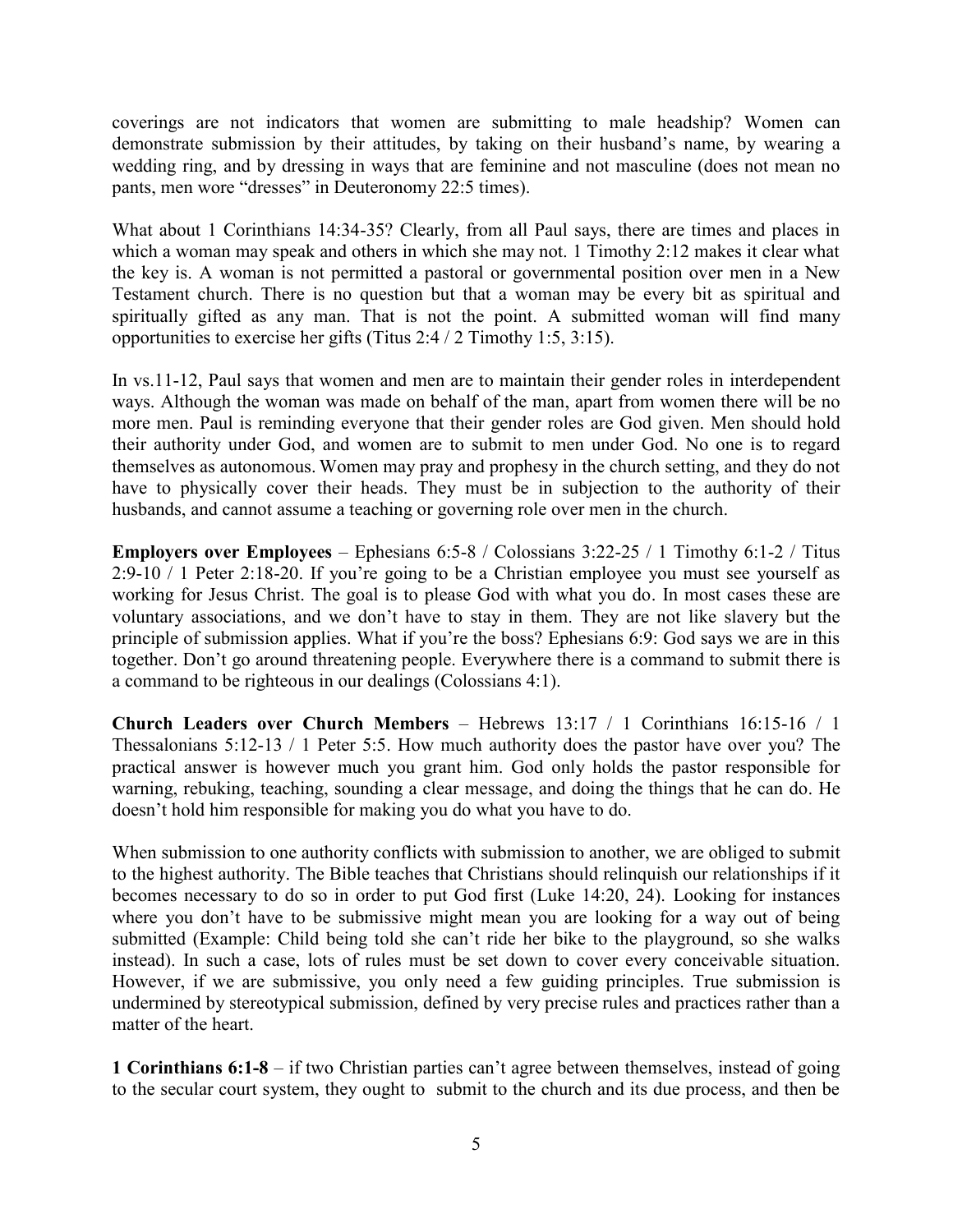coverings are not indicators that women are submitting to male headship? Women can demonstrate submission by their attitudes, by taking on their husband's name, by wearing a wedding ring, and by dressing in ways that are feminine and not masculine (does not mean no pants, men wore "dresses" in Deuteronomy 22:5 times).

What about 1 Corinthians 14:34-35? Clearly, from all Paul says, there are times and places in which a woman may speak and others in which she may not. 1 Timothy 2:12 makes it clear what the key is. A woman is not permitted a pastoral or governmental position over men in a New Testament church. There is no question but that a woman may be every bit as spiritual and spiritually gifted as any man. That is not the point. A submitted woman will find many opportunities to exercise her gifts (Titus 2:4 / 2 Timothy 1:5, 3:15).

In vs.11-12, Paul says that women and men are to maintain their gender roles in interdependent ways. Although the woman was made on behalf of the man, apart from women there will be no more men. Paul is reminding everyone that their gender roles are God given. Men should hold their authority under God, and women are to submit to men under God. No one is to regard themselves as autonomous. Women may pray and prophesy in the church setting, and they do not have to physically cover their heads. They must be in subjection to the authority of their husbands, and cannot assume a teaching or governing role over men in the church.

**Employers over Employees** – Ephesians 6:5-8 / Colossians 3:22-25 / 1 Timothy 6:1-2 / Titus 2:9-10 / 1 Peter 2:18-20. If you're going to be a Christian employee you must see yourself as working for Jesus Christ. The goal is to please God with what you do. In most cases these are voluntary associations, and we don't have to stay in them. They are not like slavery but the principle of submission applies. What if you're the boss? Ephesians 6:9: God says we are in this together. Don't go around threatening people. Everywhere there is a command to submit there is a command to be righteous in our dealings (Colossians 4:1).

**Church Leaders over Church Members** – Hebrews 13:17 / 1 Corinthians 16:15-16 / 1 Thessalonians 5:12-13 / 1 Peter 5:5. How much authority does the pastor have over you? The practical answer is however much you grant him. God only holds the pastor responsible for warning, rebuking, teaching, sounding a clear message, and doing the things that he can do. He doesn't hold him responsible for making you do what you have to do.

When submission to one authority conflicts with submission to another, we are obliged to submit to the highest authority. The Bible teaches that Christians should relinquish our relationships if it becomes necessary to do so in order to put God first (Luke 14:20, 24). Looking for instances where you don't have to be submissive might mean you are looking for a way out of being submitted (Example: Child being told she can't ride her bike to the playground, so she walks instead). In such a case, lots of rules must be set down to cover every conceivable situation. However, if we are submissive, you only need a few guiding principles. True submission is undermined by stereotypical submission, defined by very precise rules and practices rather than a matter of the heart.

**1 Corinthians 6:1-8** – if two Christian parties can't agree between themselves, instead of going to the secular court system, they ought to submit to the church and its due process, and then be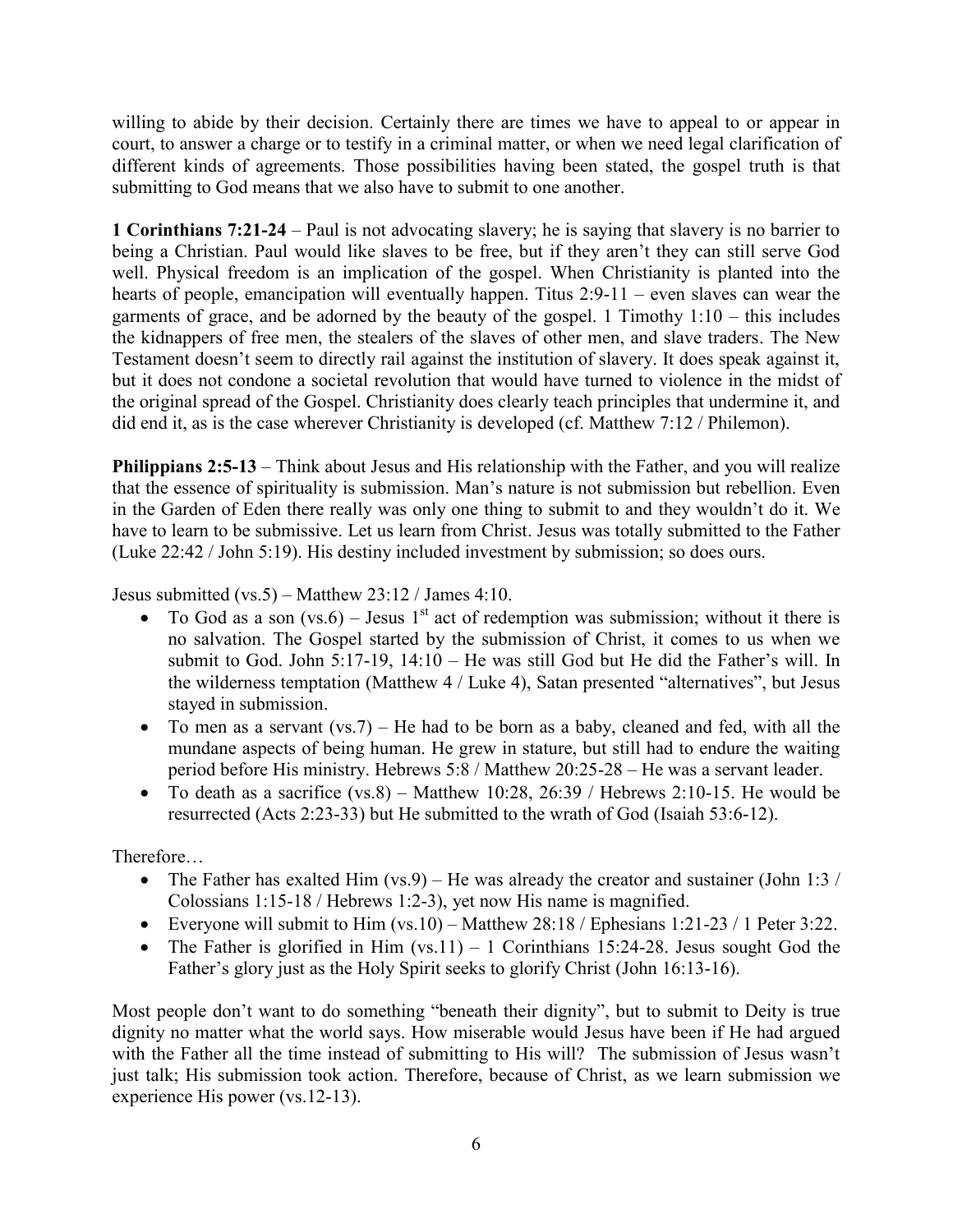willing to abide by their decision. Certainly there are times we have to appeal to or appear in court, to answer a charge or to testify in a criminal matter, or when we need legal clarification of different kinds of agreements. Those possibilities having been stated, the gospel truth is that submitting to God means that we also have to submit to one another.

**1 Corinthians 7:21-24** – Paul is not advocating slavery; he is saying that slavery is no barrier to being a Christian. Paul would like slaves to be free, but if they aren't they can still serve God well. Physical freedom is an implication of the gospel. When Christianity is planted into the hearts of people, emancipation will eventually happen. Titus 2:9-11 – even slaves can wear the garments of grace, and be adorned by the beauty of the gospel. 1 Timothy 1:10 – this includes the kidnappers of free men, the stealers of the slaves of other men, and slave traders. The New Testament doesn't seem to directly rail against the institution of slavery. It does speak against it, but it does not condone a societal revolution that would have turned to violence in the midst of the original spread of the Gospel. Christianity does clearly teach principles that undermine it, and did end it, as is the case wherever Christianity is developed (cf. Matthew 7:12 / Philemon).

**Philippians 2:5-13** – Think about Jesus and His relationship with the Father, and you will realize that the essence of spirituality is submission. Man's nature is not submission but rebellion. Even in the Garden of Eden there really was only one thing to submit to and they wouldn't do it. We have to learn to be submissive. Let us learn from Christ. Jesus was totally submitted to the Father (Luke 22:42 / John 5:19). His destiny included investment by submission; so does ours.

Jesus submitted (vs.5) – Matthew 23:12 / James 4:10.

- To God as a son (vs.6) – Jesus 1st act of redemption was submission; without it there is no salvation. The Gospel started by the submission of Christ, it comes to us when we submit to God. John 5:17-19, 14:10 – He was still God but He did the Father's will. In the wilderness temptation (Matthew 4 / Luke 4), Satan presented "alternatives", but Jesus stayed in submission.
- To men as a servant (vs.7) – He had to be born as a baby, cleaned and fed, with all the mundane aspects of being human. He grew in stature, but still had to endure the waiting period before His ministry. Hebrews 5:8 / Matthew 20:25-28 – He was a servant leader.
- To death as a sacrifice (vs.8) – Matthew 10:28, 26:39 / Hebrews 2:10-15. He would be resurrected (Acts 2:23-33) but He submitted to the wrath of God (Isaiah 53:6-12).

Therefore…

- The Father has exalted Him (vs.9) – He was already the creator and sustainer (John 1:3 / Colossians 1:15-18 / Hebrews 1:2-3), yet now His name is magnified.
- Everyone will submit to Him (vs.10) – Matthew 28:18 / Ephesians 1:21-23 / 1 Peter 3:22.
- The Father is glorified in Him (vs.11) – 1 Corinthians 15:24-28. Jesus sought God the Father's glory just as the Holy Spirit seeks to glorify Christ (John 16:13-16).

Most people don't want to do something "beneath their dignity", but to submit to Deity is true dignity no matter what the world says. How miserable would Jesus have been if He had argued with the Father all the time instead of submitting to His will? The submission of Jesus wasn't just talk; His submission took action. Therefore, because of Christ, as we learn submission we experience His power (vs.12-13).